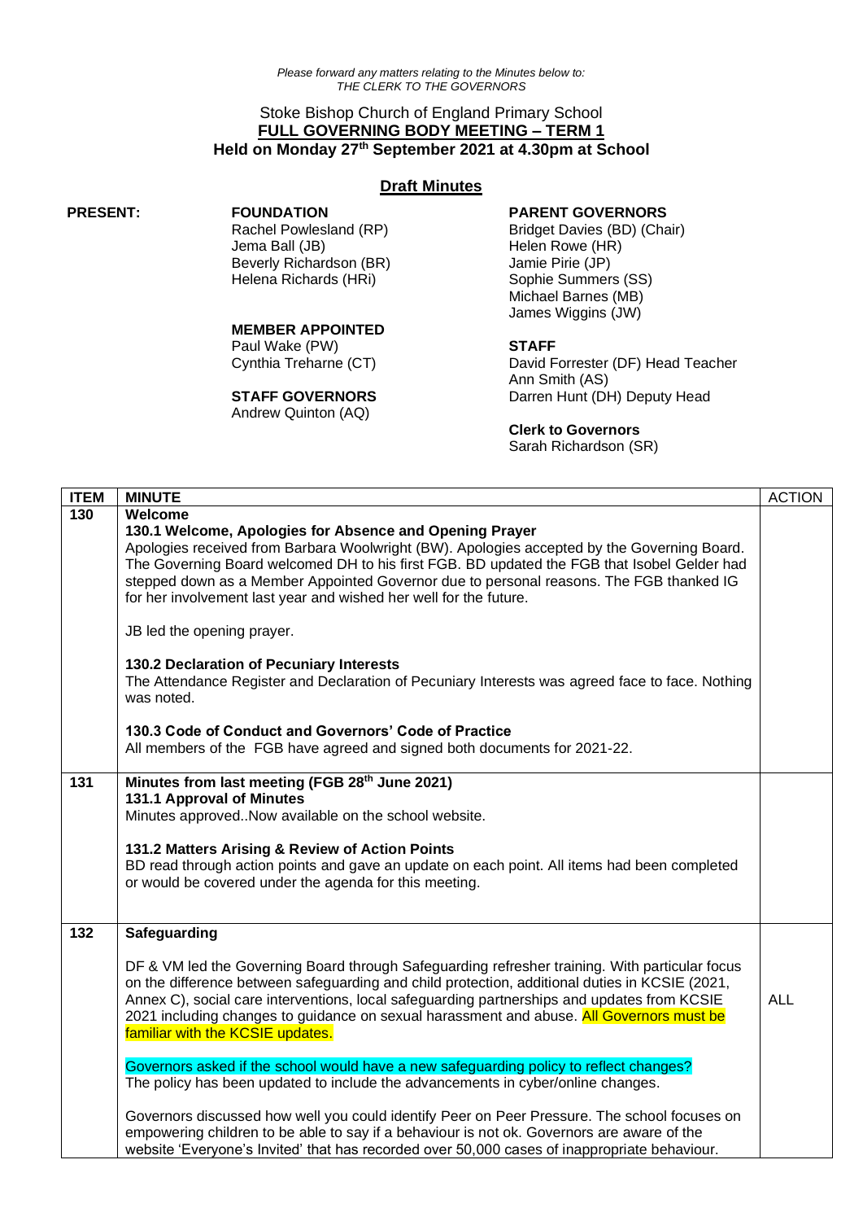*Please forward any matters relating to the Minutes below to:*
*THE CLERK TO THE GOVERNORS*

Stoke Bishop Church of England Primary School
**FULL GOVERNING BODY MEETING – TERM 1**
**Held on Monday 27th September 2021 at 4.30pm at School**

## Draft Minutes

**PRESENT:**

**FOUNDATION**
Rachel Powlesland (RP)
Jema Ball (JB)
Beverly Richardson (BR)
Helena Richards (HRi)

**MEMBER APPOINTED**
Paul Wake (PW)
Cynthia Treharne (CT)

**STAFF GOVERNORS**
Andrew Quinton (AQ)

**PARENT GOVERNORS**
Bridget Davies (BD) (Chair)
Helen Rowe (HR)
Jamie Pirie (JP)
Sophie Summers (SS)
Michael Barnes (MB)
James Wiggins (JW)

**STAFF**
David Forrester (DF) Head Teacher
Ann Smith (AS)
Darren Hunt (DH) Deputy Head

**Clerk to Governors**
Sarah Richardson (SR)

| ITEM | MINUTE | ACTION |
|---|---|---|
| 130 | **Welcome**<br>**130.1 Welcome, Apologies for Absence and Opening Prayer**<br>Apologies received from Barbara Woolwright (BW). Apologies accepted by the Governing Board. The Governing Board welcomed DH to his first FGB. BD updated the FGB that Isobel Gelder had stepped down as a Member Appointed Governor due to personal reasons. The FGB thanked IG for her involvement last year and wished her well for the future.<br><br>JB led the opening prayer.<br><br>**130.2 Declaration of Pecuniary Interests**<br>The Attendance Register and Declaration of Pecuniary Interests was agreed face to face. Nothing was noted.<br><br>**130.3 Code of Conduct and Governors' Code of Practice**<br>All members of the FGB have agreed and signed both documents for 2021-22. | |
| 131 | **Minutes from last meeting (FGB 28th June 2021)**<br>**131.1 Approval of Minutes**<br>Minutes approved..Now available on the school website.<br><br>**131.2 Matters Arising & Review of Action Points**<br>BD read through action points and gave an update on each point. All items had been completed or would be covered under the agenda for this meeting. | |
| 132 | **Safeguarding**<br><br>DF & VM led the Governing Board through Safeguarding refresher training. With particular focus on the difference between safeguarding and child protection, additional duties in KCSIE (2021, Annex C), social care interventions, local safeguarding partnerships and updates from KCSIE 2021 including changes to guidance on sexual harassment and abuse. All Governors must be familiar with the KCSIE updates.<br><br>Governors asked if the school would have a new safeguarding policy to reflect changes?<br>The policy has been updated to include the advancements in cyber/online changes.<br><br>Governors discussed how well you could identify Peer on Peer Pressure. The school focuses on empowering children to be able to say if a behaviour is not ok. Governors are aware of the website 'Everyone's Invited' that has recorded over 50,000 cases of inappropriate behaviour. | ALL |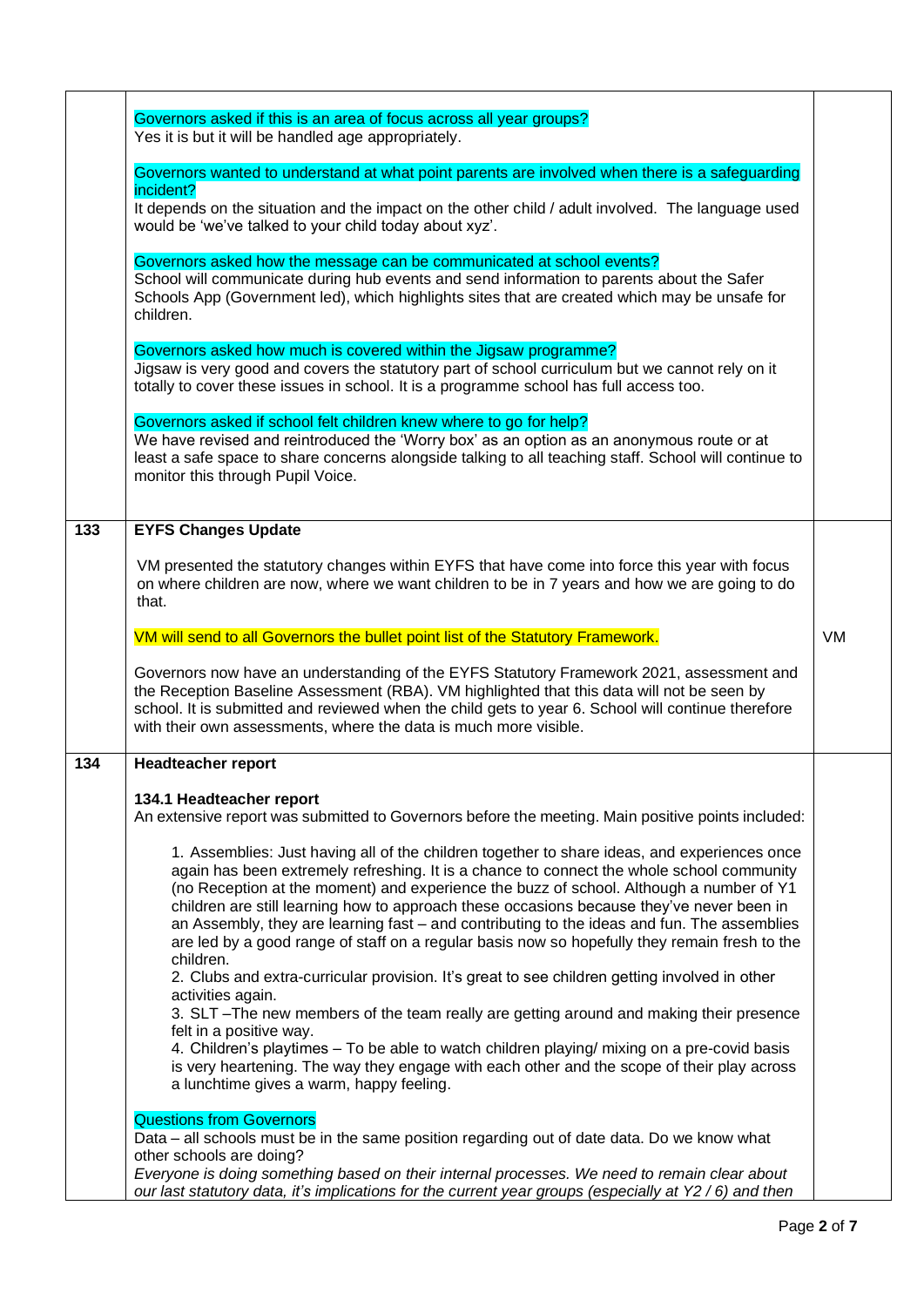| | | |
|---|---|---|
| | Governors asked if this is an area of focus across all year groups?<br>Yes it is but it will be handled age appropriately.<br><br>Governors wanted to understand at what point parents are involved when there is a safeguarding incident?<br>It depends on the situation and the impact on the other child / adult involved. The language used would be 'we've talked to your child today about xyz'.<br><br>Governors asked how the message can be communicated at school events?<br>School will communicate during hub events and send information to parents about the Safer Schools App (Government led), which highlights sites that are created which may be unsafe for children.<br><br>Governors asked how much is covered within the Jigsaw programme?<br>Jigsaw is very good and covers the statutory part of school curriculum but we cannot rely on it totally to cover these issues in school. It is a programme school has full access too.<br><br>Governors asked if school felt children knew where to go for help?<br>We have revised and reintroduced the 'Worry box' as an option as an anonymous route or at least a safe space to share concerns alongside talking to all teaching staff. School will continue to monitor this through Pupil Voice. | |
| 133 | **EYFS Changes Update**<br><br>VM presented the statutory changes within EYFS that have come into force this year with focus on where children are now, where we want children to be in 7 years and how we are going to do that.<br><br>VM will send to all Governors the bullet point list of the Statutory Framework.<br><br>Governors now have an understanding of the EYFS Statutory Framework 2021, assessment and the Reception Baseline Assessment (RBA). VM highlighted that this data will not be seen by school. It is submitted and reviewed when the child gets to year 6. School will continue therefore with their own assessments, where the data is much more visible. | VM |
| 134 | **Headteacher report**<br><br>**134.1 Headteacher report**<br>An extensive report was submitted to Governors before the meeting. Main positive points included:<br><br>1. Assemblies: Just having all of the children together to share ideas, and experiences once again has been extremely refreshing. It is a chance to connect the whole school community (no Reception at the moment) and experience the buzz of school. Although a number of Y1 children are still learning how to approach these occasions because they've never been in an Assembly, they are learning fast – and contributing to the ideas and fun. The assemblies are led by a good range of staff on a regular basis now so hopefully they remain fresh to the children.<br>2. Clubs and extra-curricular provision. It's great to see children getting involved in other activities again.<br>3. SLT –The new members of the team really are getting around and making their presence felt in a positive way.<br>4. Children's playtimes – To be able to watch children playing/ mixing on a pre-covid basis is very heartening. The way they engage with each other and the scope of their play across a lunchtime gives a warm, happy feeling.<br><br>Questions from Governors<br>Data – all schools must be in the same position regarding out of date data. Do we know what other schools are doing?<br>*Everyone is doing something based on their internal processes. We need to remain clear about our last statutory data, it's implications for the current year groups (especially at Y2 / 6) and then* | |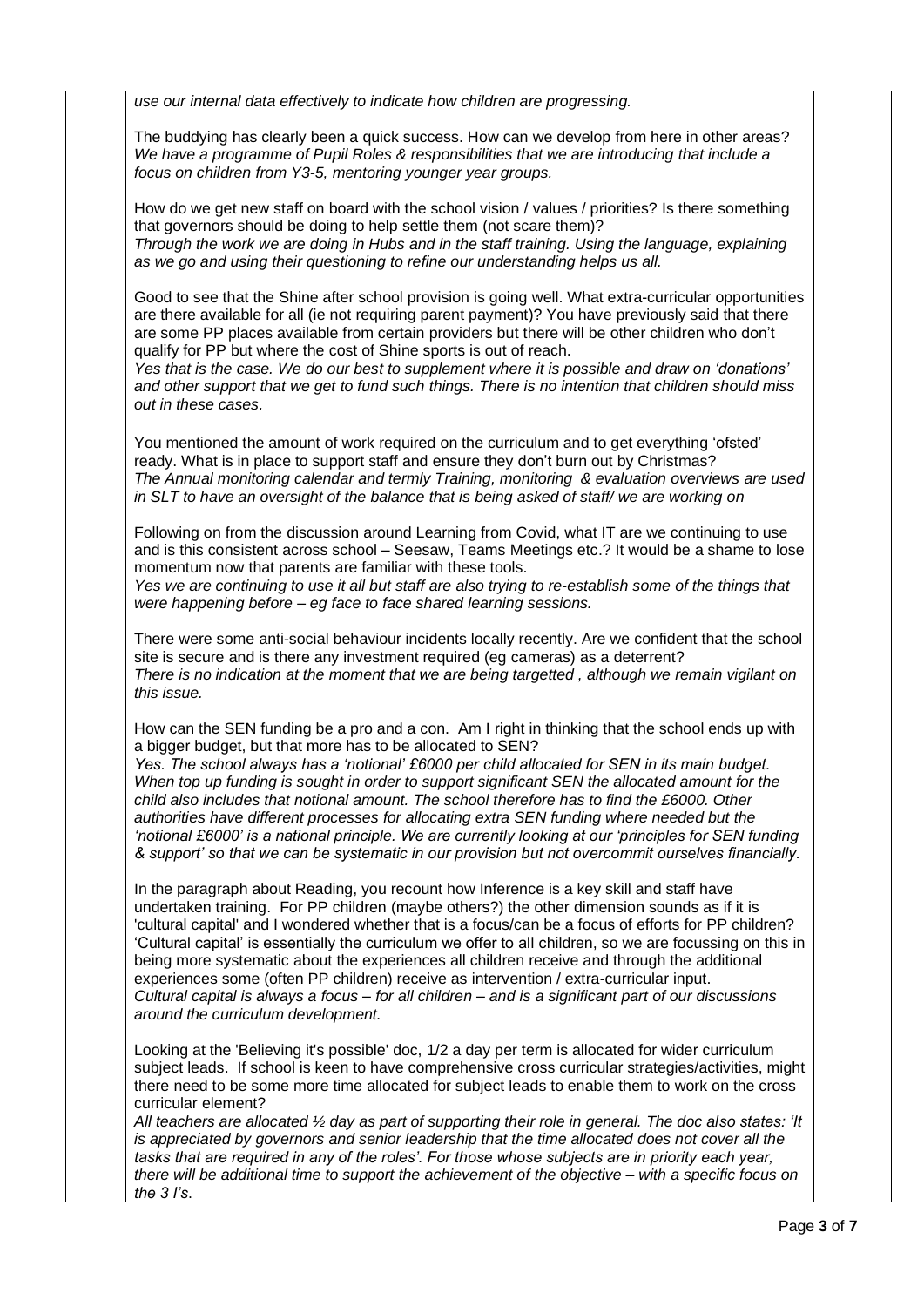*use our internal data effectively to indicate how children are progressing.*

The buddying has clearly been a quick success. How can we develop from here in other areas?
*We have a programme of Pupil Roles & responsibilities that we are introducing that include a focus on children from Y3-5, mentoring younger year groups.*

How do we get new staff on board with the school vision / values / priorities? Is there something that governors should be doing to help settle them (not scare them)?
*Through the work we are doing in Hubs and in the staff training. Using the language, explaining as we go and using their questioning to refine our understanding helps us all.*

Good to see that the Shine after school provision is going well. What extra-curricular opportunities are there available for all (ie not requiring parent payment)? You have previously said that there are some PP places available from certain providers but there will be other children who don't qualify for PP but where the cost of Shine sports is out of reach.
*Yes that is the case. We do our best to supplement where it is possible and draw on 'donations' and other support that we get to fund such things. There is no intention that children should miss out in these cases.*

You mentioned the amount of work required on the curriculum and to get everything 'ofsted' ready. What is in place to support staff and ensure they don't burn out by Christmas?
*The Annual monitoring calendar and termly Training, monitoring & evaluation overviews are used in SLT to have an oversight of the balance that is being asked of staff/ we are working on*

Following on from the discussion around Learning from Covid, what IT are we continuing to use and is this consistent across school – Seesaw, Teams Meetings etc.? It would be a shame to lose momentum now that parents are familiar with these tools.
*Yes we are continuing to use it all but staff are also trying to re-establish some of the things that were happening before – eg face to face shared learning sessions.*

There were some anti-social behaviour incidents locally recently. Are we confident that the school site is secure and is there any investment required (eg cameras) as a deterrent?
*There is no indication at the moment that we are being targetted , although we remain vigilant on this issue.*

How can the SEN funding be a pro and a con. Am I right in thinking that the school ends up with a bigger budget, but that more has to be allocated to SEN?
*Yes. The school always has a 'notional' £6000 per child allocated for SEN in its main budget. When top up funding is sought in order to support significant SEN the allocated amount for the child also includes that notional amount. The school therefore has to find the £6000. Other authorities have different processes for allocating extra SEN funding where needed but the 'notional £6000' is a national principle. We are currently looking at our 'principles for SEN funding & support' so that we can be systematic in our provision but not overcommit ourselves financially.*

In the paragraph about Reading, you recount how Inference is a key skill and staff have undertaken training. For PP children (maybe others?) the other dimension sounds as if it is 'cultural capital' and I wondered whether that is a focus/can be a focus of efforts for PP children? 'Cultural capital' is essentially the curriculum we offer to all children, so we are focussing on this in being more systematic about the experiences all children receive and through the additional experiences some (often PP children) receive as intervention / extra-curricular input.
*Cultural capital is always a focus – for all children – and is a significant part of our discussions around the curriculum development.*

Looking at the 'Believing it's possible' doc, 1/2 a day per term is allocated for wider curriculum subject leads. If school is keen to have comprehensive cross curricular strategies/activities, might there need to be some more time allocated for subject leads to enable them to work on the cross curricular element?
*All teachers are allocated ½ day as part of supporting their role in general. The doc also states: 'It is appreciated by governors and senior leadership that the time allocated does not cover all the tasks that are required in any of the roles'. For those whose subjects are in priority each year, there will be additional time to support the achievement of the objective – with a specific focus on the 3 I's.*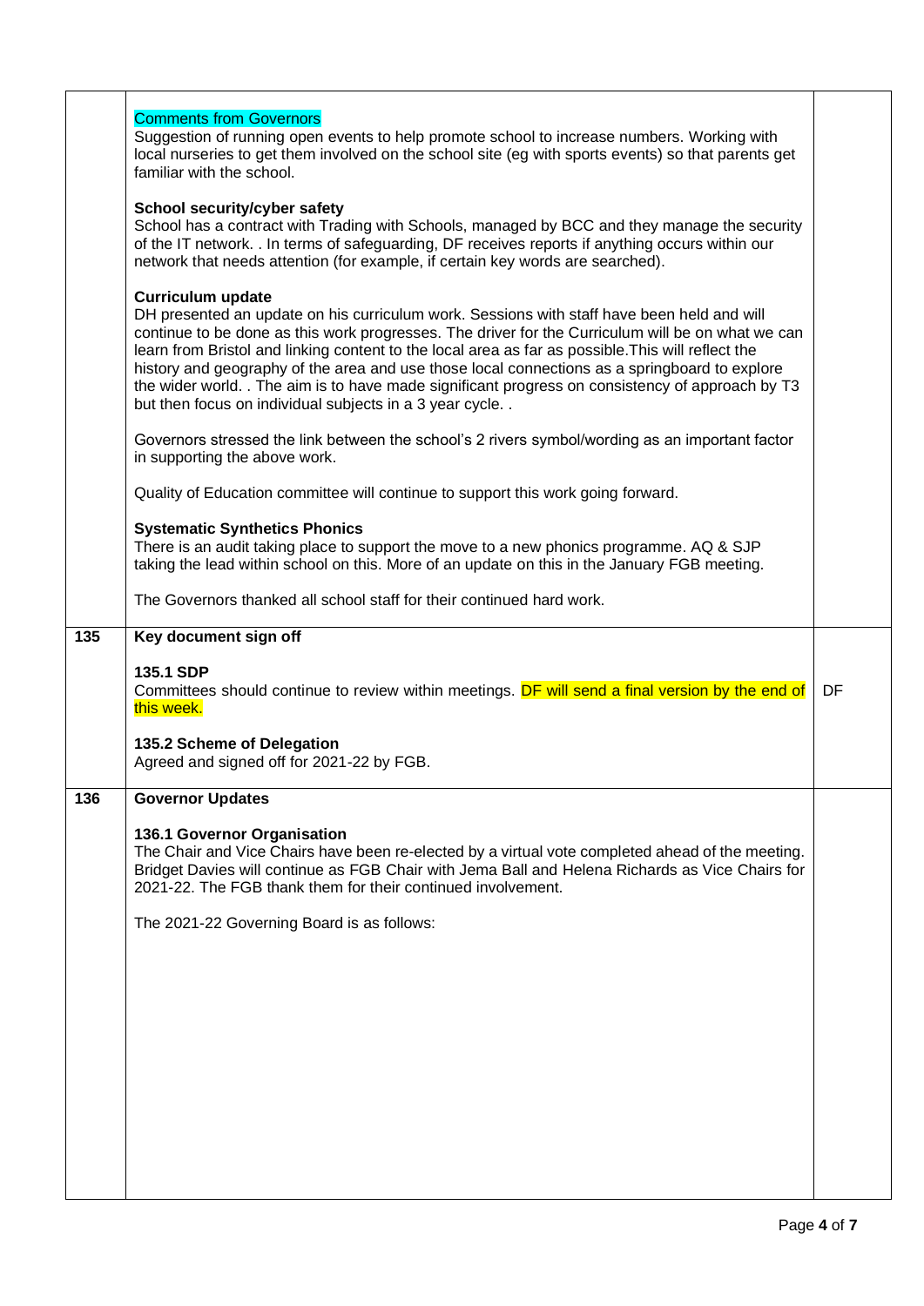| | | |
|---|---|---|
| | Comments from Governors<br>Suggestion of running open events to help promote school to increase numbers. Working with local nurseries to get them involved on the school site (eg with sports events) so that parents get familiar with the school.<br><br>**School security/cyber safety**<br>School has a contract with Trading with Schools, managed by BCC and they manage the security of the IT network. . In terms of safeguarding, DF receives reports if anything occurs within our network that needs attention (for example, if certain key words are searched).<br><br>**Curriculum update**<br>DH presented an update on his curriculum work. Sessions with staff have been held and will continue to be done as this work progresses. The driver for the Curriculum will be on what we can learn from Bristol and linking content to the local area as far as possible.This will reflect the history and geography of the area and use those local connections as a springboard to explore the wider world. . The aim is to have made significant progress on consistency of approach by T3 but then focus on individual subjects in a 3 year cycle. .<br><br>Governors stressed the link between the school's 2 rivers symbol/wording as an important factor in supporting the above work.<br><br>Quality of Education committee will continue to support this work going forward.<br><br>**Systematic Synthetics Phonics**<br>There is an audit taking place to support the move to a new phonics programme. AQ & SJP taking the lead within school on this. More of an update on this in the January FGB meeting.<br><br>The Governors thanked all school staff for their continued hard work. | |
| **135** | **Key document sign off**<br><br>**135.1 SDP**<br>Committees should continue to review within meetings. DF will send a final version by the end of this week.<br><br>**135.2 Scheme of Delegation**<br>Agreed and signed off for 2021-22 by FGB. | DF |
| **136** | **Governor Updates**<br><br>**136.1 Governor Organisation**<br>The Chair and Vice Chairs have been re-elected by a virtual vote completed ahead of the meeting. Bridget Davies will continue as FGB Chair with Jema Ball and Helena Richards as Vice Chairs for 2021-22. The FGB thank them for their continued involvement.<br><br>The 2021-22 Governing Board is as follows: | |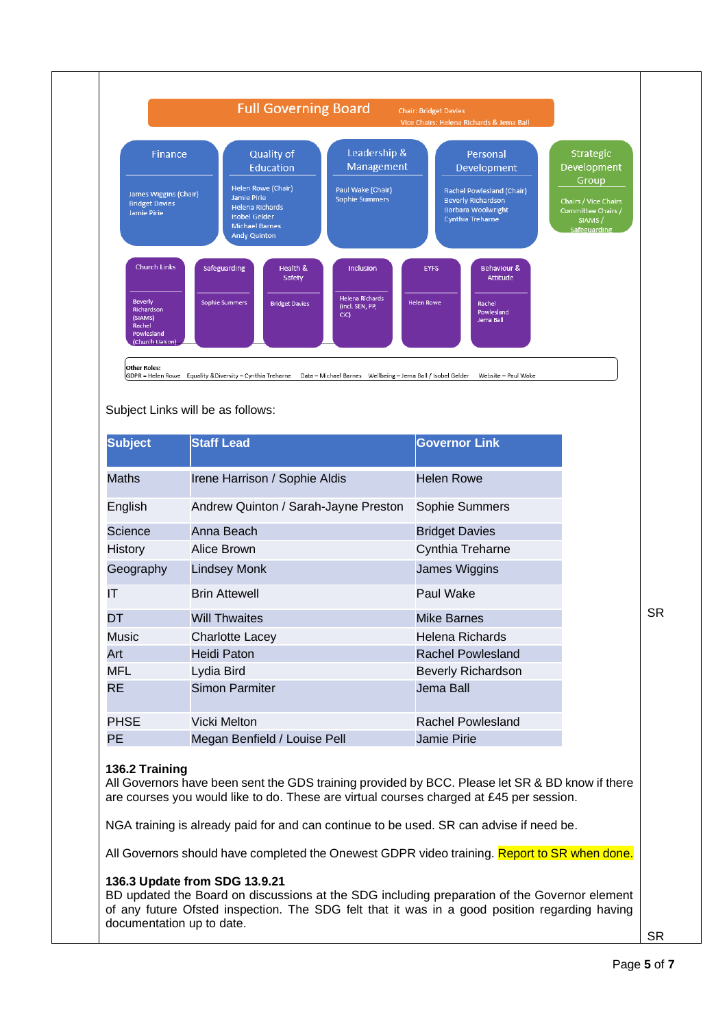**Full Governing Board** — Chair: Bridget Davies; Vice Chairs: Helena Richards & Jema Ball

**Finance**
James Wiggins (Chair)
Bridget Davies
Jamie Pirie

**Quality of Education**
Helen Rowe (Chair)
Jamie Pirie
Helena Richards
Isobel Gelder
Michael Barnes
Andy Quinton

**Leadership & Management**
Paul Wake (Chair)
Sophie Summers

**Personal Development**
Rachel Powlesland (Chair)
Beverly Richardson
Barbara Woolwright
Cynthia Treharne

**Strategic Development Group**
Chairs / Vice Chairs
Committee Chairs / SIAMS / Safeguarding

**Church Links**
Beverly Richardson (SIAMS)
Rachel Powlesland (Church Liaison)

**Safeguarding**
Sophie Summers

**Health & Safety**
Bridget Davies

**Inclusion**
Helena Richards (incl. SEN, PP, CIC)

**EYFS**
Helen Rowe

**Behaviour & Attitude**
Rachel Powlesland
Jema Ball

**Other Roles:**
GDPR = Helen Rowe    Equality &Diversity – Cynthia Treharne    Data – Michael Barnes    Wellbeing – Jema Ball / Isobel Gelder    Website – Paul Wake

Subject Links will be as follows:

| Subject | Staff Lead | Governor Link |
|---|---|---|
| Maths | Irene Harrison / Sophie Aldis | Helen Rowe |
| English | Andrew Quinton / Sarah-Jayne Preston | Sophie Summers |
| Science | Anna Beach | Bridget Davies |
| History | Alice Brown | Cynthia Treharne |
| Geography | Lindsey Monk | James Wiggins |
| IT | Brin Attewell | Paul Wake |
| DT | Will Thwaites | Mike Barnes |
| Music | Charlotte Lacey | Helena Richards |
| Art | Heidi Paton | Rachel Powlesland |
| MFL | Lydia Bird | Beverly Richardson |
| RE | Simon Parmiter | Jema Ball |
| PHSE | Vicki Melton | Rachel Powlesland |
| PE | Megan Benfield / Louise Pell | Jamie Pirie |

SR

**136.2 Training**
All Governors have been sent the GDS training provided by BCC. Please let SR & BD know if there are courses you would like to do. These are virtual courses charged at £45 per session.

NGA training is already paid for and can continue to be used. SR can advise if need be.

All Governors should have completed the Onewest GDPR video training. Report to SR when done.

**136.3 Update from SDG 13.9.21**
BD updated the Board on discussions at the SDG including preparation of the Governor element of any future Ofsted inspection. The SDG felt that it was in a good position regarding having documentation up to date.

SR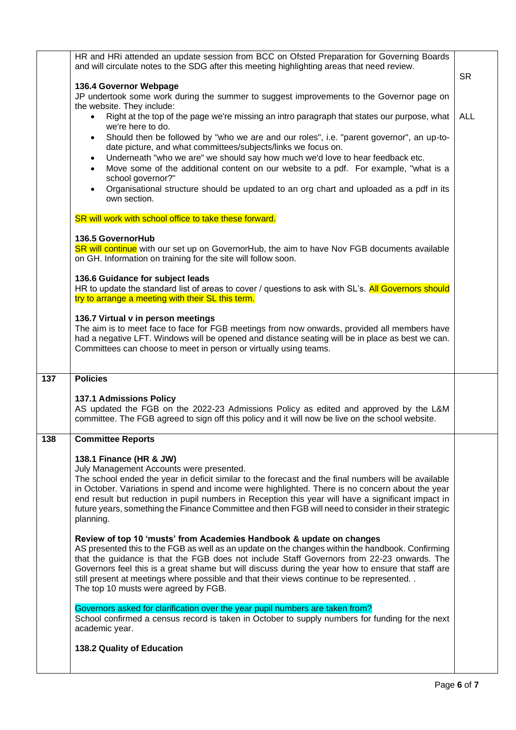| | | |
|---|---|---|
| | HR and HRi attended an update session from BCC on Ofsted Preparation for Governing Boards and will circulate notes to the SDG after this meeting highlighting areas that need review.<br><br>**136.4 Governor Webpage**<br>JP undertook some work during the summer to suggest improvements to the Governor page on the website. They include:<br>• Right at the top of the page we're missing an intro paragraph that states our purpose, what we're here to do.<br>• Should then be followed by "who we are and our roles", i.e. "parent governor", an up-to-date picture, and what committees/subjects/links we focus on.<br>• Underneath "who we are" we should say how much we'd love to hear feedback etc.<br>• Move some of the additional content on our website to a pdf. For example, "what is a school governor?"<br>• Organisational structure should be updated to an org chart and uploaded as a pdf in its own section.<br><br>SR will work with school office to take these forward.<br><br>**136.5 GovernorHub**<br>SR will continue with our set up on GovernorHub, the aim to have Nov FGB documents available on GH. Information on training for the site will follow soon.<br><br>**136.6 Guidance for subject leads**<br>HR to update the standard list of areas to cover / questions to ask with SL's. All Governors should try to arrange a meeting with their SL this term.<br><br>**136.7 Virtual v in person meetings**<br>The aim is to meet face to face for FGB meetings from now onwards, provided all members have had a negative LFT. Windows will be opened and distance seating will be in place as best we can. Committees can choose to meet in person or virtually using teams. | SR<br><br>ALL |
| **137** | **Policies**<br><br>**137.1 Admissions Policy**<br>AS updated the FGB on the 2022-23 Admissions Policy as edited and approved by the L&M committee. The FGB agreed to sign off this policy and it will now be live on the school website. | |
| **138** | **Committee Reports**<br><br>**138.1 Finance (HR & JW)**<br>July Management Accounts were presented.<br>The school ended the year in deficit similar to the forecast and the final numbers will be available in October. Variations in spend and income were highlighted. There is no concern about the year end result but reduction in pupil numbers in Reception this year will have a significant impact in future years, something the Finance Committee and then FGB will need to consider in their strategic planning.<br><br>**Review of top 10 'musts' from Academies Handbook & update on changes**<br>AS presented this to the FGB as well as an update on the changes within the handbook. Confirming that the guidance is that the FGB does not include Staff Governors from 22-23 onwards. The Governors feel this is a great shame but will discuss during the year how to ensure that staff are still present at meetings where possible and that their views continue to be represented. .<br>The top 10 musts were agreed by FGB.<br><br>Governors asked for clarification over the year pupil numbers are taken from?<br>School confirmed a census record is taken in October to supply numbers for funding for the next academic year.<br><br>**138.2 Quality of Education** | |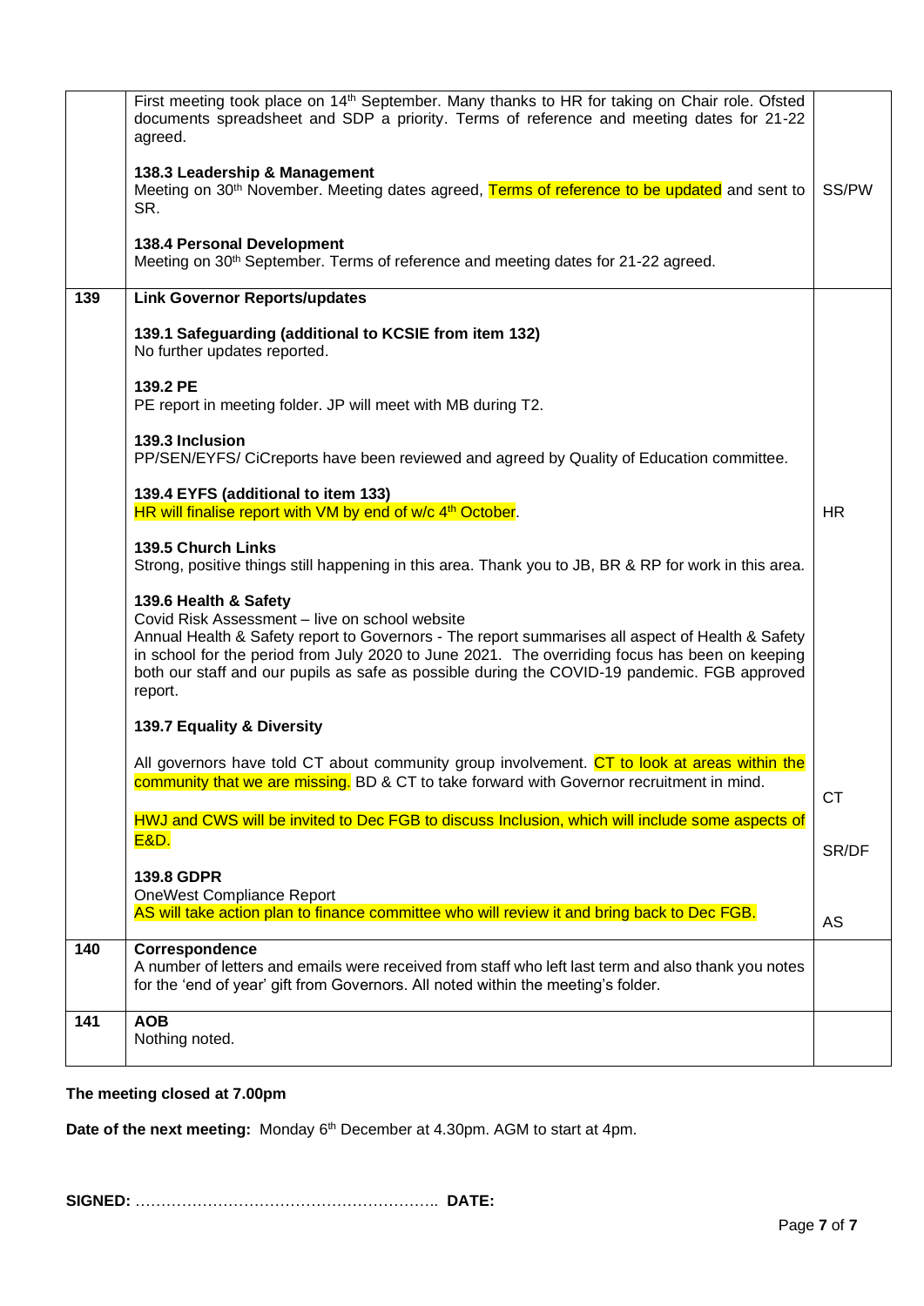| | | |
|---|---|---|
| | First meeting took place on 14th September. Many thanks to HR for taking on Chair role. Ofsted documents spreadsheet and SDP a priority. Terms of reference and meeting dates for 21-22 agreed.<br><br>**138.3 Leadership & Management**<br>Meeting on 30th November. Meeting dates agreed, Terms of reference to be updated and sent to SR.<br><br>**138.4 Personal Development**<br>Meeting on 30th September. Terms of reference and meeting dates for 21-22 agreed. | SS/PW |
| **139** | **Link Governor Reports/updates**<br><br>**139.1 Safeguarding (additional to KCSIE from item 132)**<br>No further updates reported.<br><br>**139.2 PE**<br>PE report in meeting folder. JP will meet with MB during T2.<br><br>**139.3 Inclusion**<br>PP/SEN/EYFS/ CiCreports have been reviewed and agreed by Quality of Education committee.<br><br>**139.4 EYFS (additional to item 133)**<br>HR will finalise report with VM by end of w/c 4th October.<br><br>**139.5 Church Links**<br>Strong, positive things still happening in this area. Thank you to JB, BR & RP for work in this area.<br><br>**139.6 Health & Safety**<br>Covid Risk Assessment – live on school website<br>Annual Health & Safety report to Governors - The report summarises all aspect of Health & Safety in school for the period from July 2020 to June 2021. The overriding focus has been on keeping both our staff and our pupils as safe as possible during the COVID-19 pandemic. FGB approved report.<br><br>**139.7 Equality & Diversity**<br><br>All governors have told CT about community group involvement. CT to look at areas within the community that we are missing. BD & CT to take forward with Governor recruitment in mind.<br><br>HWJ and CWS will be invited to Dec FGB to discuss Inclusion, which will include some aspects of E&D.<br><br>**139.8 GDPR**<br>OneWest Compliance Report<br>AS will take action plan to finance committee who will review it and bring back to Dec FGB. | HR<br><br>CT<br><br>SR/DF<br><br>AS |
| **140** | **Correspondence**<br>A number of letters and emails were received from staff who left last term and also thank you notes for the 'end of year' gift from Governors. All noted within the meeting's folder. | |
| **141** | **AOB**<br>Nothing noted. | |

**The meeting closed at 7.00pm**

**Date of the next meeting:** Monday 6th December at 4.30pm. AGM to start at 4pm.

**SIGNED:** ………………………………………………….. **DATE:**